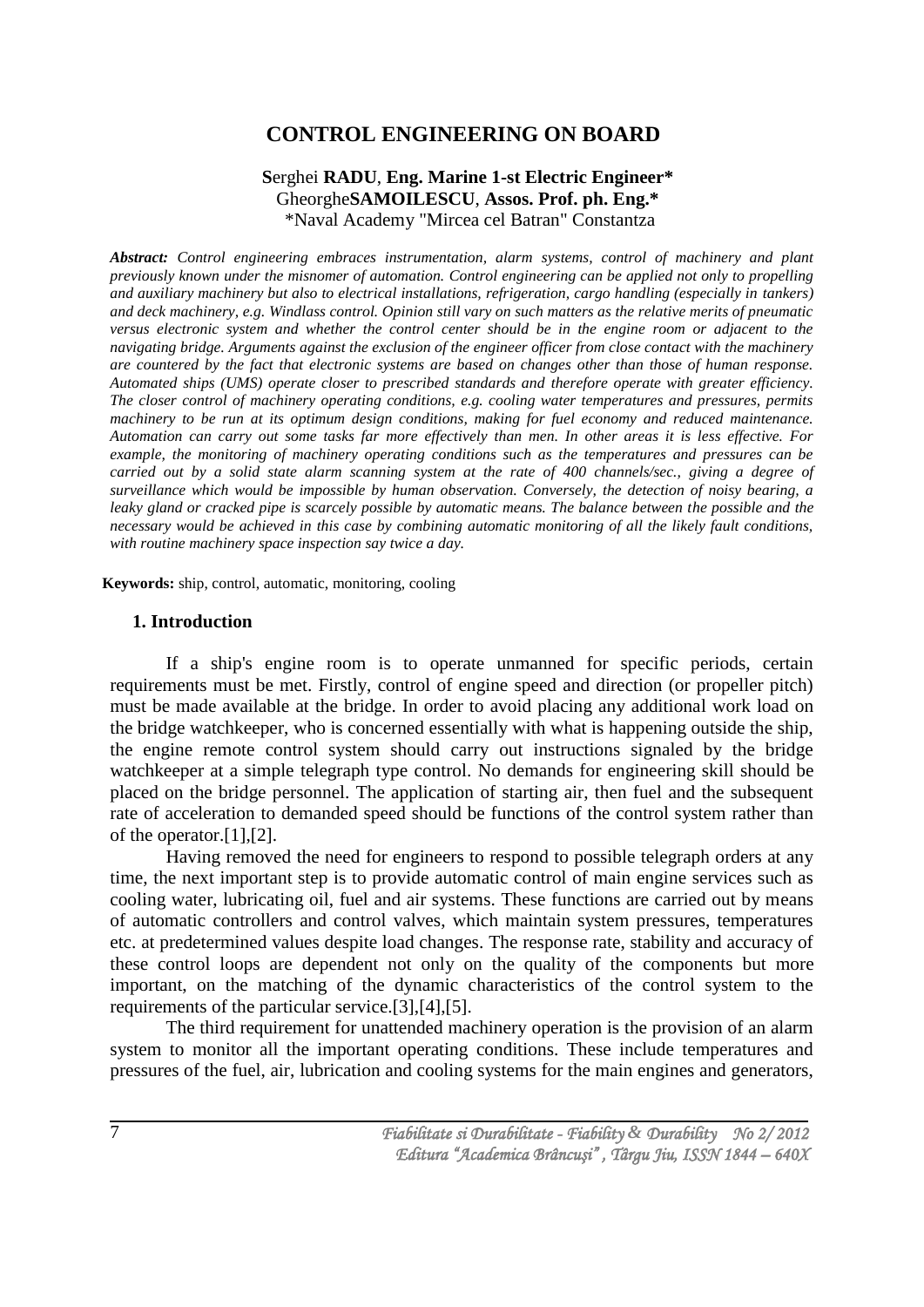# CONTROL ENGINEERING ON BOARD

**S**erghei **RADU**, **Eng. Marine 1-st Electric Engineer\***
Gheorghe**SAMOILESCU**, **Assos. Prof. ph. Eng.\***
\*Naval Academy "Mircea cel Batran" Constantza

***Abstract:*** *Control engineering embraces instrumentation, alarm systems, control of machinery and plant previously known under the misnomer of automation. Control engineering can be applied not only to propelling and auxiliary machinery but also to electrical installations, refrigeration, cargo handling (especially in tankers) and deck machinery, e.g. Windlass control. Opinion still vary on such matters as the relative merits of pneumatic versus electronic system and whether the control center should be in the engine room or adjacent to the navigating bridge. Arguments against the exclusion of the engineer officer from close contact with the machinery are countered by the fact that electronic systems are based on changes other than those of human response. Automated ships (UMS) operate closer to prescribed standards and therefore operate with greater efficiency. The closer control of machinery operating conditions, e.g. cooling water temperatures and pressures, permits machinery to be run at its optimum design conditions, making for fuel economy and reduced maintenance. Automation can carry out some tasks far more effectively than men. In other areas it is less effective. For example, the monitoring of machinery operating conditions such as the temperatures and pressures can be carried out by a solid state alarm scanning system at the rate of 400 channels/sec., giving a degree of surveillance which would be impossible by human observation. Conversely, the detection of noisy bearing, a leaky gland or cracked pipe is scarcely possible by automatic means. The balance between the possible and the necessary would be achieved in this case by combining automatic monitoring of all the likely fault conditions, with routine machinery space inspection say twice a day.*

**Keywords:** ship, control, automatic, monitoring, cooling

## 1. Introduction

If a ship's engine room is to operate unmanned for specific periods, certain requirements must be met. Firstly, control of engine speed and direction (or propeller pitch) must be made available at the bridge. In order to avoid placing any additional work load on the bridge watchkeeper, who is concerned essentially with what is happening outside the ship, the engine remote control system should carry out instructions signaled by the bridge watchkeeper at a simple telegraph type control. No demands for engineering skill should be placed on the bridge personnel. The application of starting air, then fuel and the subsequent rate of acceleration to demanded speed should be functions of the control system rather than of the operator.[1],[2].

Having removed the need for engineers to respond to possible telegraph orders at any time, the next important step is to provide automatic control of main engine services such as cooling water, lubricating oil, fuel and air systems. These functions are carried out by means of automatic controllers and control valves, which maintain system pressures, temperatures etc. at predetermined values despite load changes. The response rate, stability and accuracy of these control loops are dependent not only on the quality of the components but more important, on the matching of the dynamic characteristics of the control system to the requirements of the particular service.[3],[4],[5].

The third requirement for unattended machinery operation is the provision of an alarm system to monitor all the important operating conditions. These include temperatures and pressures of the fuel, air, lubrication and cooling systems for the main engines and generators,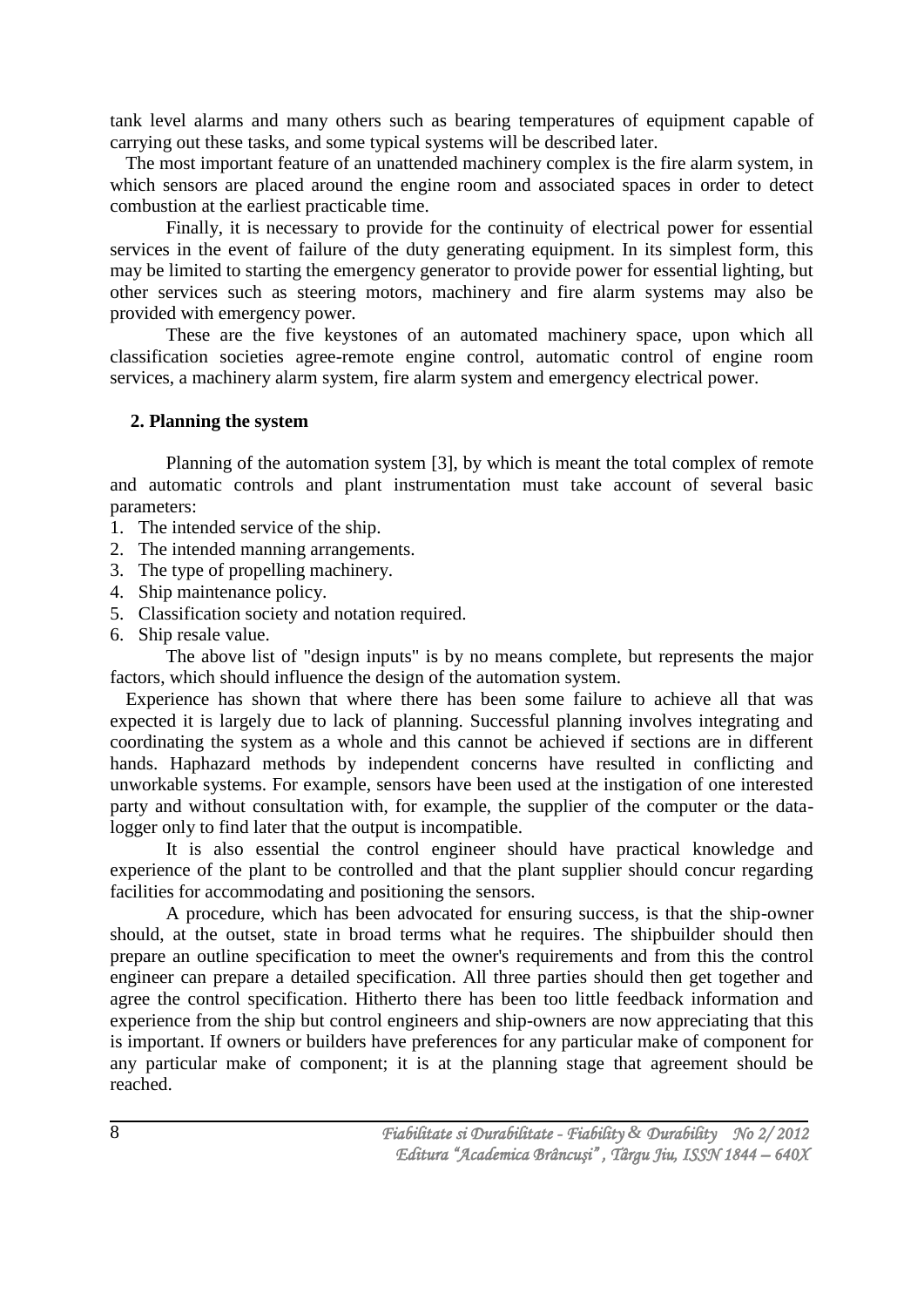tank level alarms and many others such as bearing temperatures of equipment capable of carrying out these tasks, and some typical systems will be described later.

The most important feature of an unattended machinery complex is the fire alarm system, in which sensors are placed around the engine room and associated spaces in order to detect combustion at the earliest practicable time.

Finally, it is necessary to provide for the continuity of electrical power for essential services in the event of failure of the duty generating equipment. In its simplest form, this may be limited to starting the emergency generator to provide power for essential lighting, but other services such as steering motors, machinery and fire alarm systems may also be provided with emergency power.

These are the five keystones of an automated machinery space, upon which all classification societies agree-remote engine control, automatic control of engine room services, a machinery alarm system, fire alarm system and emergency electrical power.

## 2. Planning the system

Planning of the automation system [3], by which is meant the total complex of remote and automatic controls and plant instrumentation must take account of several basic parameters:

1. The intended service of the ship.
2. The intended manning arrangements.
3. The type of propelling machinery.
4. Ship maintenance policy.
5. Classification society and notation required.
6. Ship resale value.

The above list of "design inputs" is by no means complete, but represents the major factors, which should influence the design of the automation system.

Experience has shown that where there has been some failure to achieve all that was expected it is largely due to lack of planning. Successful planning involves integrating and coordinating the system as a whole and this cannot be achieved if sections are in different hands. Haphazard methods by independent concerns have resulted in conflicting and unworkable systems. For example, sensors have been used at the instigation of one interested party and without consultation with, for example, the supplier of the computer or the data-logger only to find later that the output is incompatible.

It is also essential the control engineer should have practical knowledge and experience of the plant to be controlled and that the plant supplier should concur regarding facilities for accommodating and positioning the sensors.

A procedure, which has been advocated for ensuring success, is that the ship-owner should, at the outset, state in broad terms what he requires. The shipbuilder should then prepare an outline specification to meet the owner's requirements and from this the control engineer can prepare a detailed specification. All three parties should then get together and agree the control specification. Hitherto there has been too little feedback information and experience from the ship but control engineers and ship-owners are now appreciating that this is important. If owners or builders have preferences for any particular make of component for any particular make of component; it is at the planning stage that agreement should be reached.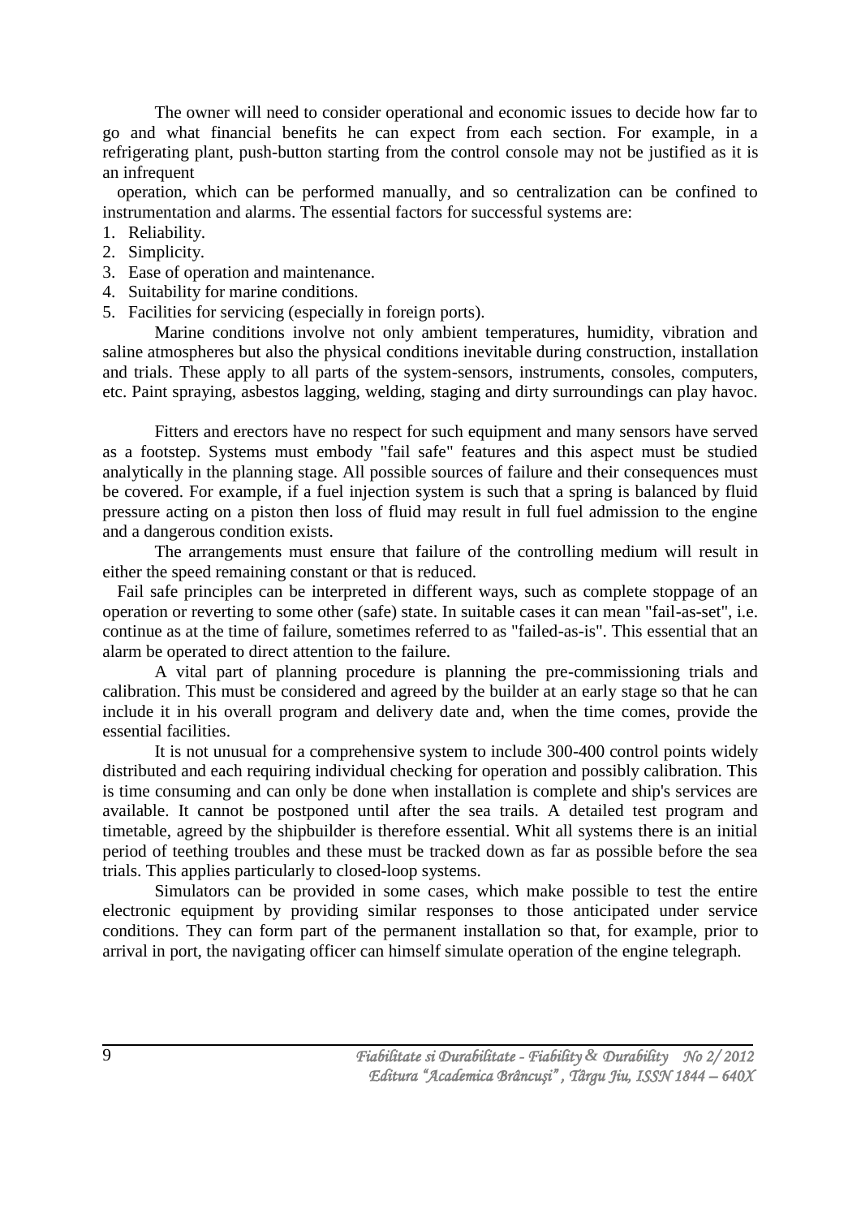The owner will need to consider operational and economic issues to decide how far to go and what financial benefits he can expect from each section. For example, in a refrigerating plant, push-button starting from the control console may not be justified as it is an infrequent operation, which can be performed manually, and so centralization can be confined to instrumentation and alarms. The essential factors for successful systems are:

1. Reliability.
2. Simplicity.
3. Ease of operation and maintenance.
4. Suitability for marine conditions.
5. Facilities for servicing (especially in foreign ports).

Marine conditions involve not only ambient temperatures, humidity, vibration and saline atmospheres but also the physical conditions inevitable during construction, installation and trials. These apply to all parts of the system-sensors, instruments, consoles, computers, etc. Paint spraying, asbestos lagging, welding, staging and dirty surroundings can play havoc.

Fitters and erectors have no respect for such equipment and many sensors have served as a footstep. Systems must embody "fail safe" features and this aspect must be studied analytically in the planning stage. All possible sources of failure and their consequences must be covered. For example, if a fuel injection system is such that a spring is balanced by fluid pressure acting on a piston then loss of fluid may result in full fuel admission to the engine and a dangerous condition exists.

The arrangements must ensure that failure of the controlling medium will result in either the speed remaining constant or that is reduced.

Fail safe principles can be interpreted in different ways, such as complete stoppage of an operation or reverting to some other (safe) state. In suitable cases it can mean "fail-as-set", i.e. continue as at the time of failure, sometimes referred to as "failed-as-is". This essential that an alarm be operated to direct attention to the failure.

A vital part of planning procedure is planning the pre-commissioning trials and calibration. This must be considered and agreed by the builder at an early stage so that he can include it in his overall program and delivery date and, when the time comes, provide the essential facilities.

It is not unusual for a comprehensive system to include 300-400 control points widely distributed and each requiring individual checking for operation and possibly calibration. This is time consuming and can only be done when installation is complete and ship's services are available. It cannot be postponed until after the sea trails. A detailed test program and timetable, agreed by the shipbuilder is therefore essential. Whit all systems there is an initial period of teething troubles and these must be tracked down as far as possible before the sea trials. This applies particularly to closed-loop systems.

Simulators can be provided in some cases, which make possible to test the entire electronic equipment by providing similar responses to those anticipated under service conditions. They can form part of the permanent installation so that, for example, prior to arrival in port, the navigating officer can himself simulate operation of the engine telegraph.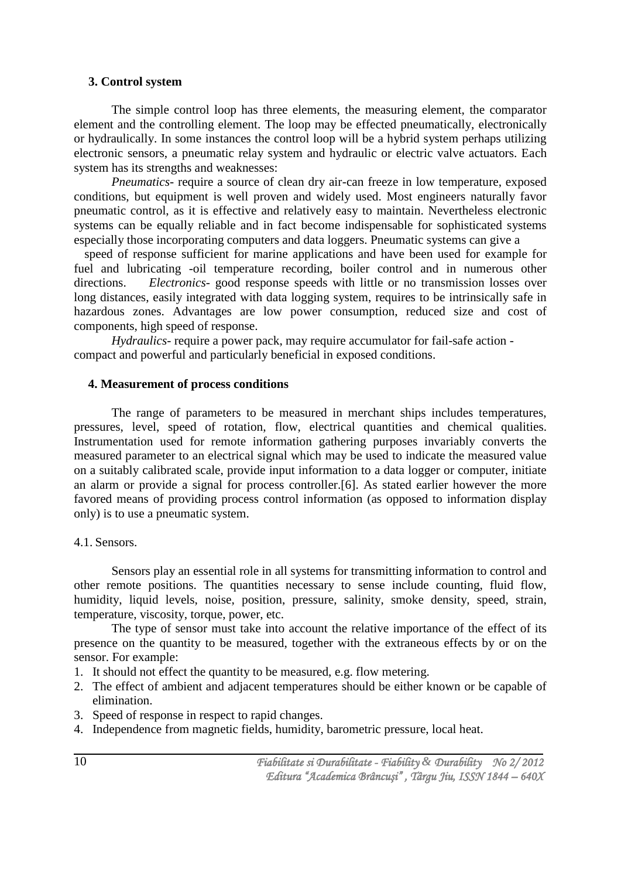## 3. Control system

The simple control loop has three elements, the measuring element, the comparator element and the controlling element. The loop may be effected pneumatically, electronically or hydraulically. In some instances the control loop will be a hybrid system perhaps utilizing electronic sensors, a pneumatic relay system and hydraulic or electric valve actuators. Each system has its strengths and weaknesses:

*Pneumatics*- require a source of clean dry air-can freeze in low temperature, exposed conditions, but equipment is well proven and widely used. Most engineers naturally favor pneumatic control, as it is effective and relatively easy to maintain. Nevertheless electronic systems can be equally reliable and in fact become indispensable for sophisticated systems especially those incorporating computers and data loggers. Pneumatic systems can give a speed of response sufficient for marine applications and have been used for example for fuel and lubricating -oil temperature recording, boiler control and in numerous other directions. *Electronics*- good response speeds with little or no transmission losses over long distances, easily integrated with data logging system, requires to be intrinsically safe in hazardous zones. Advantages are low power consumption, reduced size and cost of components, high speed of response.

*Hydraulics*- require a power pack, may require accumulator for fail-safe action - compact and powerful and particularly beneficial in exposed conditions.

## 4. Measurement of process conditions

The range of parameters to be measured in merchant ships includes temperatures, pressures, level, speed of rotation, flow, electrical quantities and chemical qualities. Instrumentation used for remote information gathering purposes invariably converts the measured parameter to an electrical signal which may be used to indicate the measured value on a suitably calibrated scale, provide input information to a data logger or computer, initiate an alarm or provide a signal for process controller.[6]. As stated earlier however the more favored means of providing process control information (as opposed to information display only) is to use a pneumatic system.

### 4.1. Sensors.

Sensors play an essential role in all systems for transmitting information to control and other remote positions. The quantities necessary to sense include counting, fluid flow, humidity, liquid levels, noise, position, pressure, salinity, smoke density, speed, strain, temperature, viscosity, torque, power, etc.

The type of sensor must take into account the relative importance of the effect of its presence on the quantity to be measured, together with the extraneous effects by or on the sensor. For example:

1. It should not effect the quantity to be measured, e.g. flow metering.
2. The effect of ambient and adjacent temperatures should be either known or be capable of elimination.
3. Speed of response in respect to rapid changes.
4. Independence from magnetic fields, humidity, barometric pressure, local heat.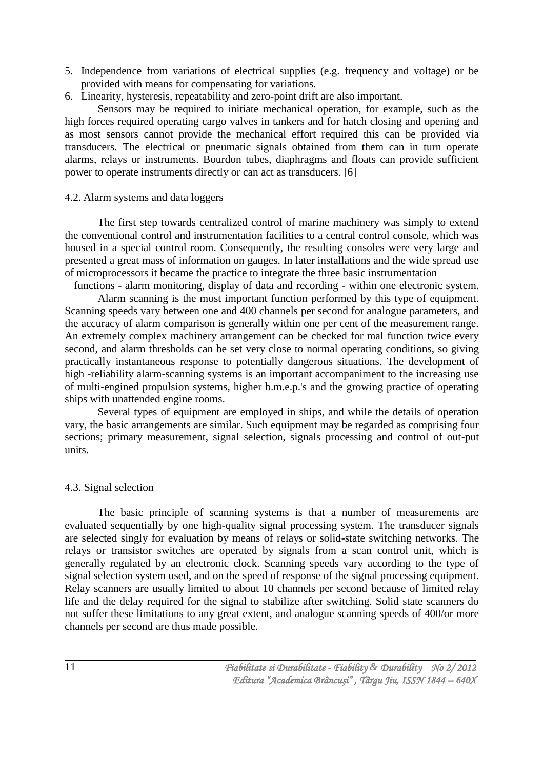5. Independence from variations of electrical supplies (e.g. frequency and voltage) or be provided with means for compensating for variations.
6. Linearity, hysteresis, repeatability and zero-point drift are also important.

Sensors may be required to initiate mechanical operation, for example, such as the high forces required operating cargo valves in tankers and for hatch closing and opening and as most sensors cannot provide the mechanical effort required this can be provided via transducers. The electrical or pneumatic signals obtained from them can in turn operate alarms, relays or instruments. Bourdon tubes, diaphragms and floats can provide sufficient power to operate instruments directly or can act as transducers. [6]

## 4.2. Alarm systems and data loggers

The first step towards centralized control of marine machinery was simply to extend the conventional control and instrumentation facilities to a central control console, which was housed in a special control room. Consequently, the resulting consoles were very large and presented a great mass of information on gauges. In later installations and the wide spread use of microprocessors it became the practice to integrate the three basic instrumentation functions - alarm monitoring, display of data and recording - within one electronic system.

Alarm scanning is the most important function performed by this type of equipment. Scanning speeds vary between one and 400 channels per second for analogue parameters, and the accuracy of alarm comparison is generally within one per cent of the measurement range. An extremely complex machinery arrangement can be checked for mal function twice every second, and alarm thresholds can be set very close to normal operating conditions, so giving practically instantaneous response to potentially dangerous situations. The development of high -reliability alarm-scanning systems is an important accompaniment to the increasing use of multi-engined propulsion systems, higher b.m.e.p.'s and the growing practice of operating ships with unattended engine rooms.

Several types of equipment are employed in ships, and while the details of operation vary, the basic arrangements are similar. Such equipment may be regarded as comprising four sections; primary measurement, signal selection, signals processing and control of out-put units.

## 4.3. Signal selection

The basic principle of scanning systems is that a number of measurements are evaluated sequentially by one high-quality signal processing system. The transducer signals are selected singly for evaluation by means of relays or solid-state switching networks. The relays or transistor switches are operated by signals from a scan control unit, which is generally regulated by an electronic clock. Scanning speeds vary according to the type of signal selection system used, and on the speed of response of the signal processing equipment. Relay scanners are usually limited to about 10 channels per second because of limited relay life and the delay required for the signal to stabilize after switching. Solid state scanners do not suffer these limitations to any great extent, and analogue scanning speeds of 400/or more channels per second are thus made possible.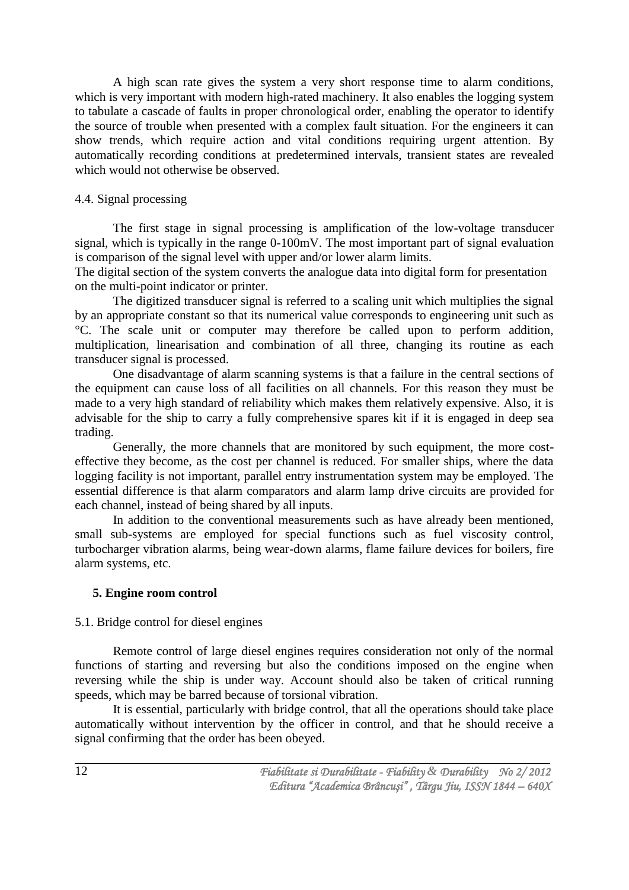A high scan rate gives the system a very short response time to alarm conditions, which is very important with modern high-rated machinery. It also enables the logging system to tabulate a cascade of faults in proper chronological order, enabling the operator to identify the source of trouble when presented with a complex fault situation. For the engineers it can show trends, which require action and vital conditions requiring urgent attention. By automatically recording conditions at predetermined intervals, transient states are revealed which would not otherwise be observed.

### 4.4. Signal processing

The first stage in signal processing is amplification of the low-voltage transducer signal, which is typically in the range 0-100mV. The most important part of signal evaluation is comparison of the signal level with upper and/or lower alarm limits.

The digital section of the system converts the analogue data into digital form for presentation on the multi-point indicator or printer.

The digitized transducer signal is referred to a scaling unit which multiplies the signal by an appropriate constant so that its numerical value corresponds to engineering unit such as °C. The scale unit or computer may therefore be called upon to perform addition, multiplication, linearisation and combination of all three, changing its routine as each transducer signal is processed.

One disadvantage of alarm scanning systems is that a failure in the central sections of the equipment can cause loss of all facilities on all channels. For this reason they must be made to a very high standard of reliability which makes them relatively expensive. Also, it is advisable for the ship to carry a fully comprehensive spares kit if it is engaged in deep sea trading.

Generally, the more channels that are monitored by such equipment, the more cost-effective they become, as the cost per channel is reduced. For smaller ships, where the data logging facility is not important, parallel entry instrumentation system may be employed. The essential difference is that alarm comparators and alarm lamp drive circuits are provided for each channel, instead of being shared by all inputs.

In addition to the conventional measurements such as have already been mentioned, small sub-systems are employed for special functions such as fuel viscosity control, turbocharger vibration alarms, being wear-down alarms, flame failure devices for boilers, fire alarm systems, etc.

## 5. Engine room control

### 5.1. Bridge control for diesel engines

Remote control of large diesel engines requires consideration not only of the normal functions of starting and reversing but also the conditions imposed on the engine when reversing while the ship is under way. Account should also be taken of critical running speeds, which may be barred because of torsional vibration.

It is essential, particularly with bridge control, that all the operations should take place automatically without intervention by the officer in control, and that he should receive a signal confirming that the order has been obeyed.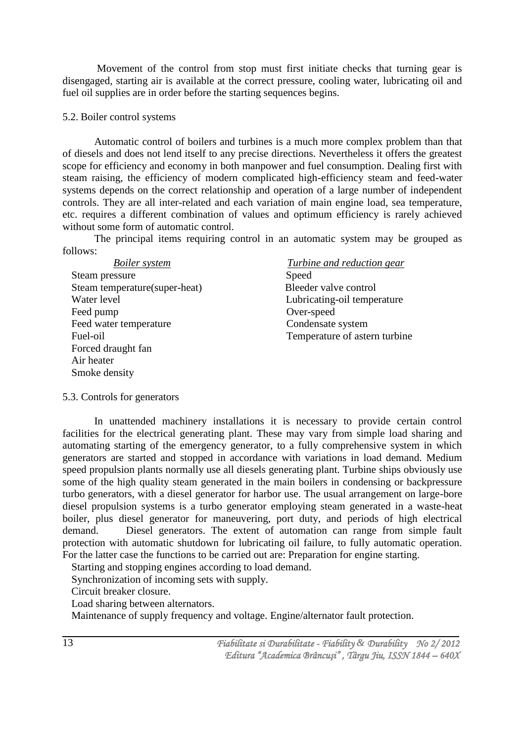Movement of the control from stop must first initiate checks that turning gear is disengaged, starting air is available at the correct pressure, cooling water, lubricating oil and fuel oil supplies are in order before the starting sequences begins.

## 5.2. Boiler control systems

Automatic control of boilers and turbines is a much more complex problem than that of diesels and does not lend itself to any precise directions. Nevertheless it offers the greatest scope for efficiency and economy in both manpower and fuel consumption. Dealing first with steam raising, the efficiency of modern complicated high-efficiency steam and feed-water systems depends on the correct relationship and operation of a large number of independent controls. They are all inter-related and each variation of main engine load, sea temperature, etc. requires a different combination of values and optimum efficiency is rarely achieved without some form of automatic control.

The principal items requiring control in an automatic system may be grouped as follows:

| *Boiler system* | *Turbine and reduction gear* |
|---|---|
| Steam pressure | Speed |
| Steam temperature(super-heat) | Bleeder valve control |
| Water level | Lubricating-oil temperature |
| Feed pump | Over-speed |
| Feed water temperature | Condensate system |
| Fuel-oil | Temperature of astern turbine |
| Forced draught fan | |
| Air heater | |
| Smoke density | |

## 5.3. Controls for generators

In unattended machinery installations it is necessary to provide certain control facilities for the electrical generating plant. These may vary from simple load sharing and automating starting of the emergency generator, to a fully comprehensive system in which generators are started and stopped in accordance with variations in load demand. Medium speed propulsion plants normally use all diesels generating plant. Turbine ships obviously use some of the high quality steam generated in the main boilers in condensing or backpressure turbo generators, with a diesel generator for harbor use. The usual arrangement on large-bore diesel propulsion systems is a turbo generator employing steam generated in a waste-heat boiler, plus diesel generator for maneuvering, port duty, and periods of high electrical demand. Diesel generators. The extent of automation can range from simple fault protection with automatic shutdown for lubricating oil failure, to fully automatic operation. For the latter case the functions to be carried out are: Preparation for engine starting.

Starting and stopping engines according to load demand.

Synchronization of incoming sets with supply.

Circuit breaker closure.

Load sharing between alternators.

Maintenance of supply frequency and voltage. Engine/alternator fault protection.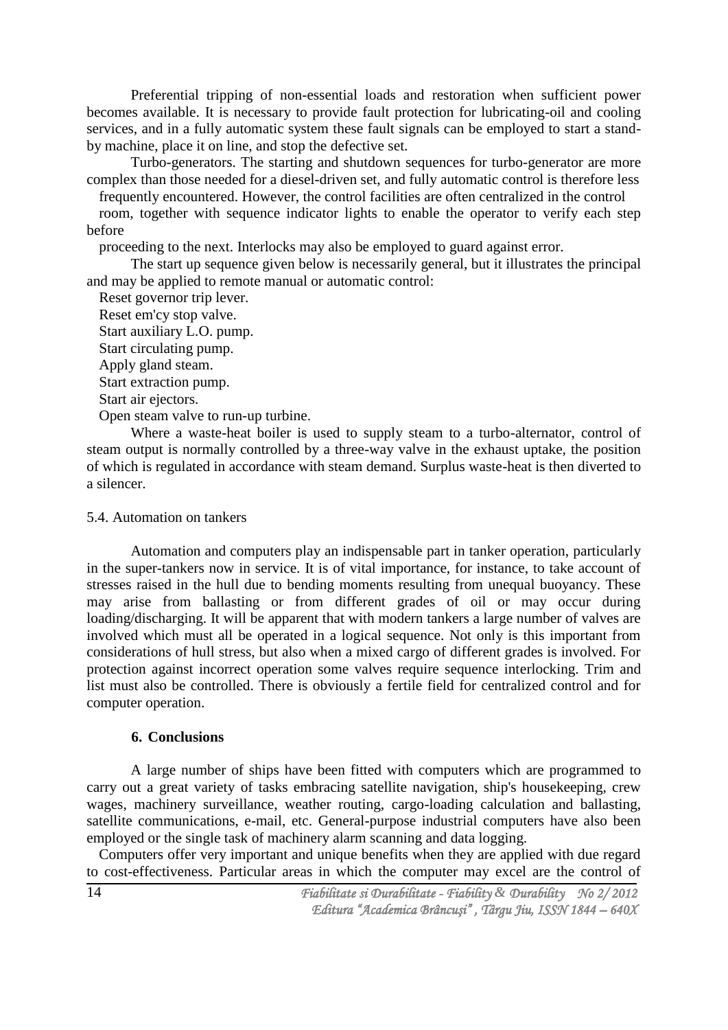Preferential tripping of non-essential loads and restoration when sufficient power becomes available. It is necessary to provide fault protection for lubricating-oil and cooling services, and in a fully automatic system these fault signals can be employed to start a stand-by machine, place it on line, and stop the defective set.

Turbo-generators. The starting and shutdown sequences for turbo-generator are more complex than those needed for a diesel-driven set, and fully automatic control is therefore less frequently encountered. However, the control facilities are often centralized in the control room, together with sequence indicator lights to enable the operator to verify each step before proceeding to the next. Interlocks may also be employed to guard against error.

The start up sequence given below is necessarily general, but it illustrates the principal and may be applied to remote manual or automatic control:

Reset governor trip lever.
Reset em'cy stop valve.
Start auxiliary L.O. pump.
Start circulating pump.
Apply gland steam.
Start extraction pump.
Start air ejectors.
Open steam valve to run-up turbine.

Where a waste-heat boiler is used to supply steam to a turbo-alternator, control of steam output is normally controlled by a three-way valve in the exhaust uptake, the position of which is regulated in accordance with steam demand. Surplus waste-heat is then diverted to a silencer.

### 5.4. Automation on tankers

Automation and computers play an indispensable part in tanker operation, particularly in the super-tankers now in service. It is of vital importance, for instance, to take account of stresses raised in the hull due to bending moments resulting from unequal buoyancy. These may arise from ballasting or from different grades of oil or may occur during loading/discharging. It will be apparent that with modern tankers a large number of valves are involved which must all be operated in a logical sequence. Not only is this important from considerations of hull stress, but also when a mixed cargo of different grades is involved. For protection against incorrect operation some valves require sequence interlocking. Trim and list must also be controlled. There is obviously a fertile field for centralized control and for computer operation.

## 6. Conclusions

A large number of ships have been fitted with computers which are programmed to carry out a great variety of tasks embracing satellite navigation, ship's housekeeping, crew wages, machinery surveillance, weather routing, cargo-loading calculation and ballasting, satellite communications, e-mail, etc. General-purpose industrial computers have also been employed or the single task of machinery alarm scanning and data logging.

Computers offer very important and unique benefits when they are applied with due regard to cost-effectiveness. Particular areas in which the computer may excel are the control of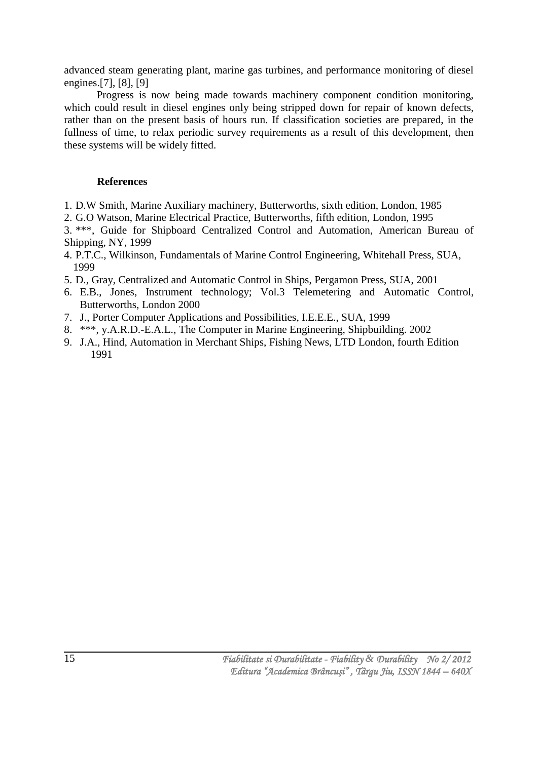advanced steam generating plant, marine gas turbines, and performance monitoring of diesel engines.[7], [8], [9]

Progress is now being made towards machinery component condition monitoring, which could result in diesel engines only being stripped down for repair of known defects, rather than on the present basis of hours run. If classification societies are prepared, in the fullness of time, to relax periodic survey requirements as a result of this development, then these systems will be widely fitted.

## References

1. D.W Smith, Marine Auxiliary machinery, Butterworths, sixth edition, London, 1985
2. G.O Watson, Marine Electrical Practice, Butterworths, fifth edition, London, 1995
3. ***, Guide for Shipboard Centralized Control and Automation, American Bureau of Shipping, NY, 1999
4. P.T.C., Wilkinson, Fundamentals of Marine Control Engineering, Whitehall Press, SUA, 1999
5. D., Gray, Centralized and Automatic Control in Ships, Pergamon Press, SUA, 2001
6. E.B., Jones, Instrument technology; Vol.3 Telemetering and Automatic Control, Butterworths, London 2000
7. J., Porter Computer Applications and Possibilities, I.E.E.E., SUA, 1999
8. ***, y.A.R.D.-E.A.L., The Computer in Marine Engineering, Shipbuilding. 2002
9. J.A., Hind, Automation in Merchant Ships, Fishing News, LTD London, fourth Edition 1991